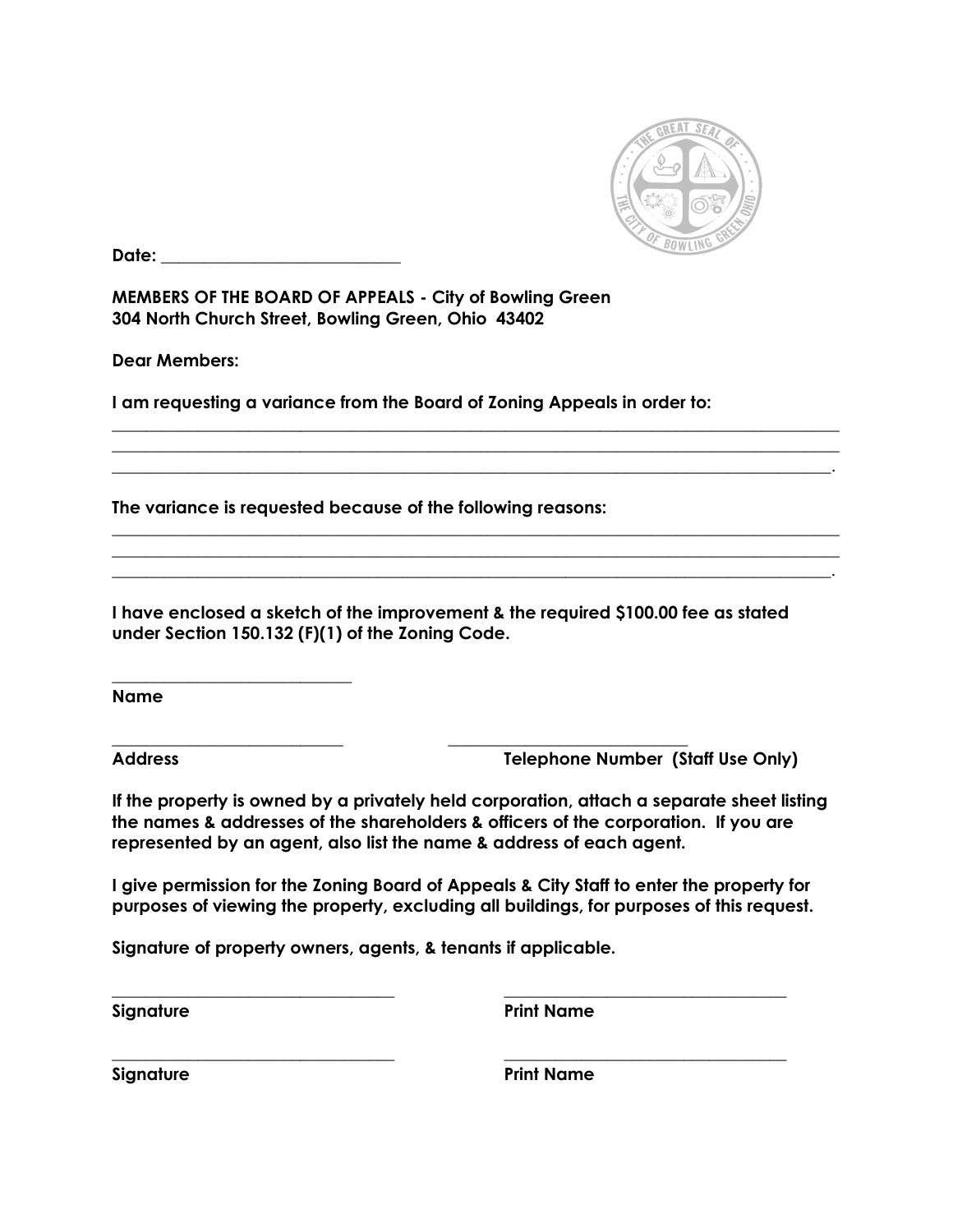**Date: ___________________________**

**MEMBERS OF THE BOARD OF APPEALS - City of Bowling Green**
**304 North Church Street, Bowling Green, Ohio 43402**

**Dear Members:**

**I am requesting a variance from the Board of Zoning Appeals in order to:**

_______________________________________________________________________________
_______________________________________________________________________________
______________________________________________________________________________.

**The variance is requested because of the following reasons:**

_______________________________________________________________________________
_______________________________________________________________________________
______________________________________________________________________________.

**I have enclosed a sketch of the improvement & the required $100.00 fee as stated under Section 150.132 (F)(1) of the Zoning Code.**

____________________________
**Name**

__________________________ __________________________
**Address** **Telephone Number (Staff Use Only)**

**If the property is owned by a privately held corporation, attach a separate sheet listing the names & addresses of the shareholders & officers of the corporation. If you are represented by an agent, also list the name & address of each agent.**

**I give permission for the Zoning Board of Appeals & City Staff to enter the property for purposes of viewing the property, excluding all buildings, for purposes of this request.**

**Signature of property owners, agents, & tenants if applicable.**

________________________________ ________________________________
**Signature** **Print Name**

________________________________ ________________________________
**Signature** **Print Name**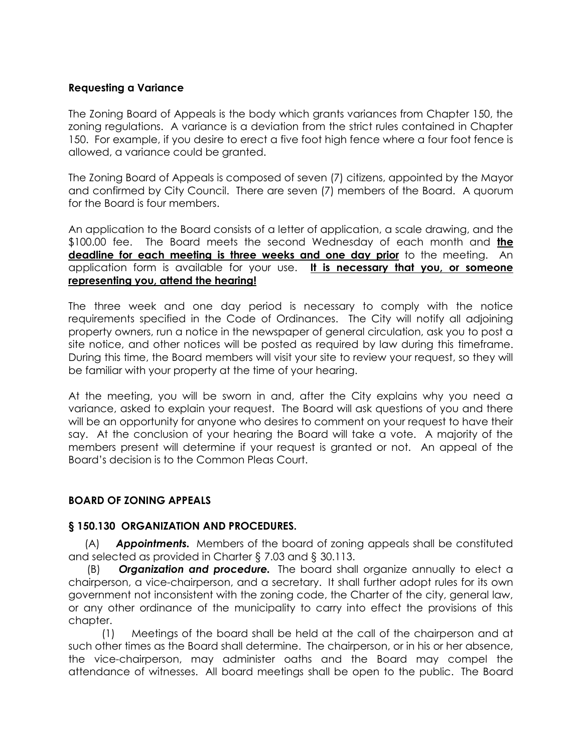**Requesting a Variance**

The Zoning Board of Appeals is the body which grants variances from Chapter 150, the zoning regulations. A variance is a deviation from the strict rules contained in Chapter 150. For example, if you desire to erect a five foot high fence where a four foot fence is allowed, a variance could be granted.

The Zoning Board of Appeals is composed of seven (7) citizens, appointed by the Mayor and confirmed by City Council. There are seven (7) members of the Board. A quorum for the Board is four members.

An application to the Board consists of a letter of application, a scale drawing, and the $100.00 fee. The Board meets the second Wednesday of each month and **the deadline for each meeting is three weeks and one day prior** to the meeting. An application form is available for your use. **It is necessary that you, or someone representing you, attend the hearing!**

The three week and one day period is necessary to comply with the notice requirements specified in the Code of Ordinances. The City will notify all adjoining property owners, run a notice in the newspaper of general circulation, ask you to post a site notice, and other notices will be posted as required by law during this timeframe. During this time, the Board members will visit your site to review your request, so they will be familiar with your property at the time of your hearing.

At the meeting, you will be sworn in and, after the City explains why you need a variance, asked to explain your request. The Board will ask questions of you and there will be an opportunity for anyone who desires to comment on your request to have their say. At the conclusion of your hearing the Board will take a vote. A majority of the members present will determine if your request is granted or not. An appeal of the Board's decision is to the Common Pleas Court.

**BOARD OF ZONING APPEALS**

**§ 150.130 ORGANIZATION AND PROCEDURES.**

(A) ***Appointments.*** Members of the board of zoning appeals shall be constituted and selected as provided in Charter § 7.03 and § 30.113.

(B) ***Organization and procedure.*** The board shall organize annually to elect a chairperson, a vice-chairperson, and a secretary. It shall further adopt rules for its own government not inconsistent with the zoning code, the Charter of the city, general law, or any other ordinance of the municipality to carry into effect the provisions of this chapter.

(1) Meetings of the board shall be held at the call of the chairperson and at such other times as the Board shall determine. The chairperson, or in his or her absence, the vice-chairperson, may administer oaths and the Board may compel the attendance of witnesses. All board meetings shall be open to the public. The Board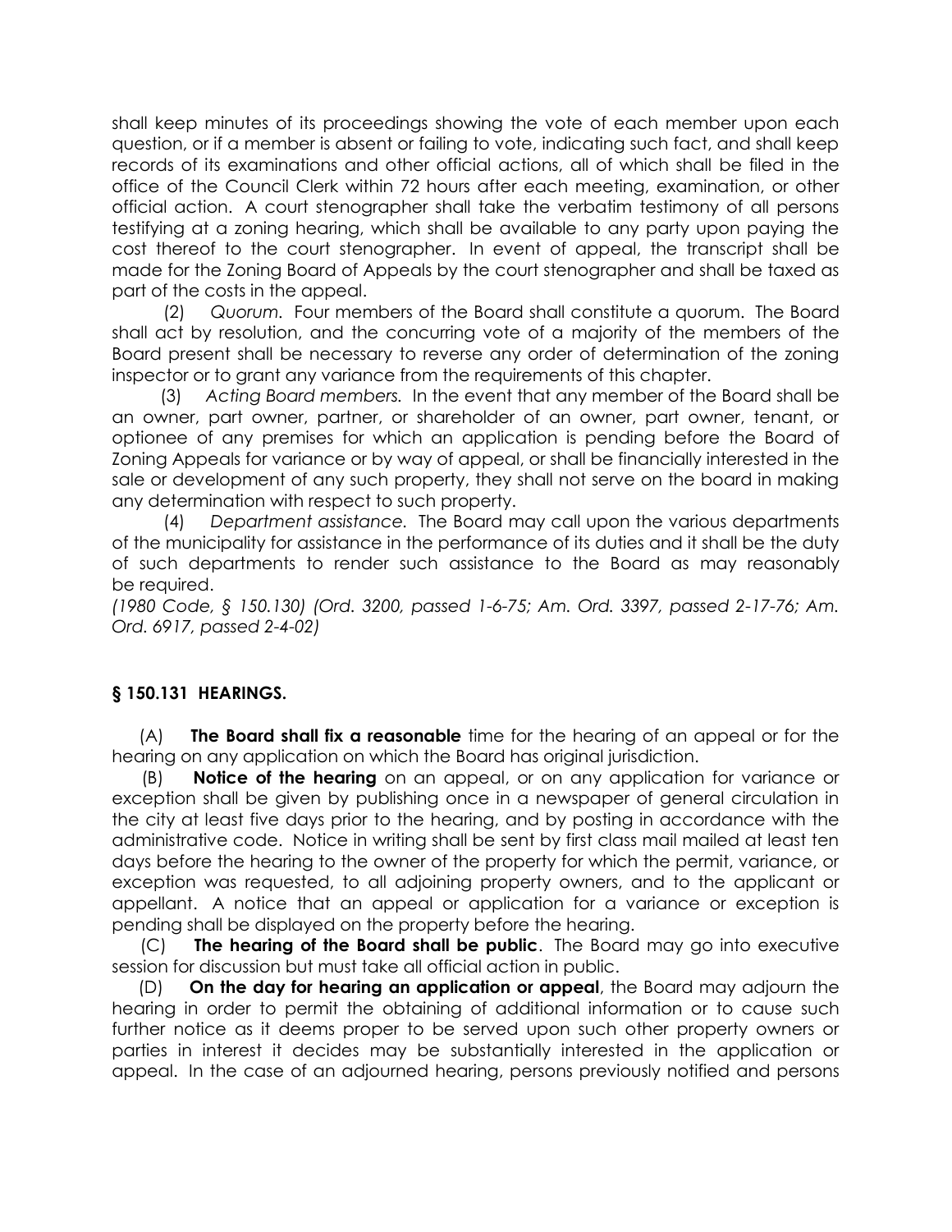shall keep minutes of its proceedings showing the vote of each member upon each question, or if a member is absent or failing to vote, indicating such fact, and shall keep records of its examinations and other official actions, all of which shall be filed in the office of the Council Clerk within 72 hours after each meeting, examination, or other official action. A court stenographer shall take the verbatim testimony of all persons testifying at a zoning hearing, which shall be available to any party upon paying the cost thereof to the court stenographer. In event of appeal, the transcript shall be made for the Zoning Board of Appeals by the court stenographer and shall be taxed as part of the costs in the appeal.

(2) *Quorum.* Four members of the Board shall constitute a quorum. The Board shall act by resolution, and the concurring vote of a majority of the members of the Board present shall be necessary to reverse any order of determination of the zoning inspector or to grant any variance from the requirements of this chapter.

(3) *Acting Board members.* In the event that any member of the Board shall be an owner, part owner, partner, or shareholder of an owner, part owner, tenant, or optionee of any premises for which an application is pending before the Board of Zoning Appeals for variance or by way of appeal, or shall be financially interested in the sale or development of any such property, they shall not serve on the board in making any determination with respect to such property.

(4) *Department assistance.* The Board may call upon the various departments of the municipality for assistance in the performance of its duties and it shall be the duty of such departments to render such assistance to the Board as may reasonably be required.

*(1980 Code, § 150.130) (Ord. 3200, passed 1-6-75; Am. Ord. 3397, passed 2-17-76; Am. Ord. 6917, passed 2-4-02)*

**§ 150.131 HEARINGS.**

(A) **The Board shall fix a reasonable** time for the hearing of an appeal or for the hearing on any application on which the Board has original jurisdiction.

(B) **Notice of the hearing** on an appeal, or on any application for variance or exception shall be given by publishing once in a newspaper of general circulation in the city at least five days prior to the hearing, and by posting in accordance with the administrative code. Notice in writing shall be sent by first class mail mailed at least ten days before the hearing to the owner of the property for which the permit, variance, or exception was requested, to all adjoining property owners, and to the applicant or appellant. A notice that an appeal or application for a variance or exception is pending shall be displayed on the property before the hearing.

(C) **The hearing of the Board shall be public**. The Board may go into executive session for discussion but must take all official action in public.

(D) **On the day for hearing an application or appeal**, the Board may adjourn the hearing in order to permit the obtaining of additional information or to cause such further notice as it deems proper to be served upon such other property owners or parties in interest it decides may be substantially interested in the application or appeal. In the case of an adjourned hearing, persons previously notified and persons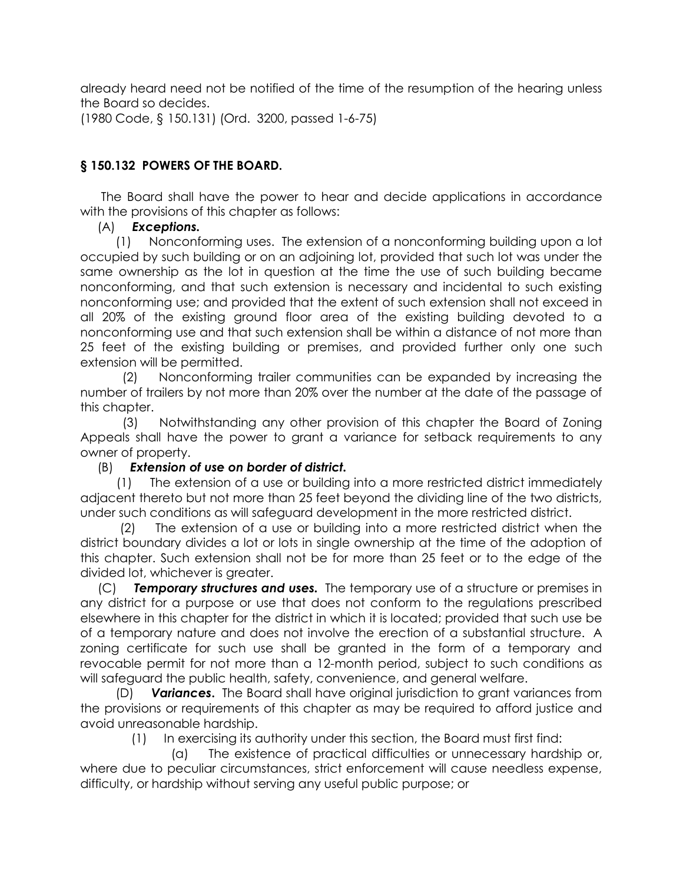already heard need not be notified of the time of the resumption of the hearing unless the Board so decides.
(1980 Code, § 150.131) (Ord. 3200, passed 1-6-75)

## § 150.132 POWERS OF THE BOARD.

The Board shall have the power to hear and decide applications in accordance with the provisions of this chapter as follows:

(A) ***Exceptions.***

(1) Nonconforming uses. The extension of a nonconforming building upon a lot occupied by such building or on an adjoining lot, provided that such lot was under the same ownership as the lot in question at the time the use of such building became nonconforming, and that such extension is necessary and incidental to such existing nonconforming use; and provided that the extent of such extension shall not exceed in all 20% of the existing ground floor area of the existing building devoted to a nonconforming use and that such extension shall be within a distance of not more than 25 feet of the existing building or premises, and provided further only one such extension will be permitted.

(2) Nonconforming trailer communities can be expanded by increasing the number of trailers by not more than 20% over the number at the date of the passage of this chapter.

(3) Notwithstanding any other provision of this chapter the Board of Zoning Appeals shall have the power to grant a variance for setback requirements to any owner of property.

(B) ***Extension of use on border of district.***

(1) The extension of a use or building into a more restricted district immediately adjacent thereto but not more than 25 feet beyond the dividing line of the two districts, under such conditions as will safeguard development in the more restricted district.

(2) The extension of a use or building into a more restricted district when the district boundary divides a lot or lots in single ownership at the time of the adoption of this chapter. Such extension shall not be for more than 25 feet or to the edge of the divided lot, whichever is greater.

(C) ***Temporary structures and uses.*** The temporary use of a structure or premises in any district for a purpose or use that does not conform to the regulations prescribed elsewhere in this chapter for the district in which it is located; provided that such use be of a temporary nature and does not involve the erection of a substantial structure. A zoning certificate for such use shall be granted in the form of a temporary and revocable permit for not more than a 12-month period, subject to such conditions as will safeguard the public health, safety, convenience, and general welfare.

(D) ***Variances.*** The Board shall have original jurisdiction to grant variances from the provisions or requirements of this chapter as may be required to afford justice and avoid unreasonable hardship.

(1) In exercising its authority under this section, the Board must first find:

(a) The existence of practical difficulties or unnecessary hardship or, where due to peculiar circumstances, strict enforcement will cause needless expense, difficulty, or hardship without serving any useful public purpose; or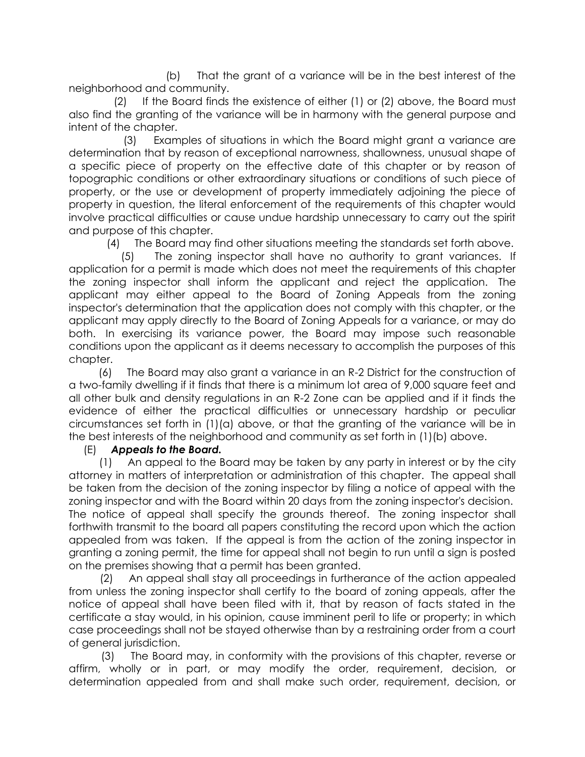(b) That the grant of a variance will be in the best interest of the neighborhood and community.

(2) If the Board finds the existence of either (1) or (2) above, the Board must also find the granting of the variance will be in harmony with the general purpose and intent of the chapter.

(3) Examples of situations in which the Board might grant a variance are determination that by reason of exceptional narrowness, shallowness, unusual shape of a specific piece of property on the effective date of this chapter or by reason of topographic conditions or other extraordinary situations or conditions of such piece of property, or the use or development of property immediately adjoining the piece of property in question, the literal enforcement of the requirements of this chapter would involve practical difficulties or cause undue hardship unnecessary to carry out the spirit and purpose of this chapter.

(4) The Board may find other situations meeting the standards set forth above.

(5) The zoning inspector shall have no authority to grant variances. If application for a permit is made which does not meet the requirements of this chapter the zoning inspector shall inform the applicant and reject the application. The applicant may either appeal to the Board of Zoning Appeals from the zoning inspector's determination that the application does not comply with this chapter, or the applicant may apply directly to the Board of Zoning Appeals for a variance, or may do both. In exercising its variance power, the Board may impose such reasonable conditions upon the applicant as it deems necessary to accomplish the purposes of this chapter.

(6) The Board may also grant a variance in an R-2 District for the construction of a two-family dwelling if it finds that there is a minimum lot area of 9,000 square feet and all other bulk and density regulations in an R-2 Zone can be applied and if it finds the evidence of either the practical difficulties or unnecessary hardship or peculiar circumstances set forth in (1)(a) above, or that the granting of the variance will be in the best interests of the neighborhood and community as set forth in (1)(b) above.

(E) ***Appeals to the Board.***

(1) An appeal to the Board may be taken by any party in interest or by the city attorney in matters of interpretation or administration of this chapter. The appeal shall be taken from the decision of the zoning inspector by filing a notice of appeal with the zoning inspector and with the Board within 20 days from the zoning inspector's decision. The notice of appeal shall specify the grounds thereof. The zoning inspector shall forthwith transmit to the board all papers constituting the record upon which the action appealed from was taken. If the appeal is from the action of the zoning inspector in granting a zoning permit, the time for appeal shall not begin to run until a sign is posted on the premises showing that a permit has been granted.

(2) An appeal shall stay all proceedings in furtherance of the action appealed from unless the zoning inspector shall certify to the board of zoning appeals, after the notice of appeal shall have been filed with it, that by reason of facts stated in the certificate a stay would, in his opinion, cause imminent peril to life or property; in which case proceedings shall not be stayed otherwise than by a restraining order from a court of general jurisdiction.

(3) The Board may, in conformity with the provisions of this chapter, reverse or affirm, wholly or in part, or may modify the order, requirement, decision, or determination appealed from and shall make such order, requirement, decision, or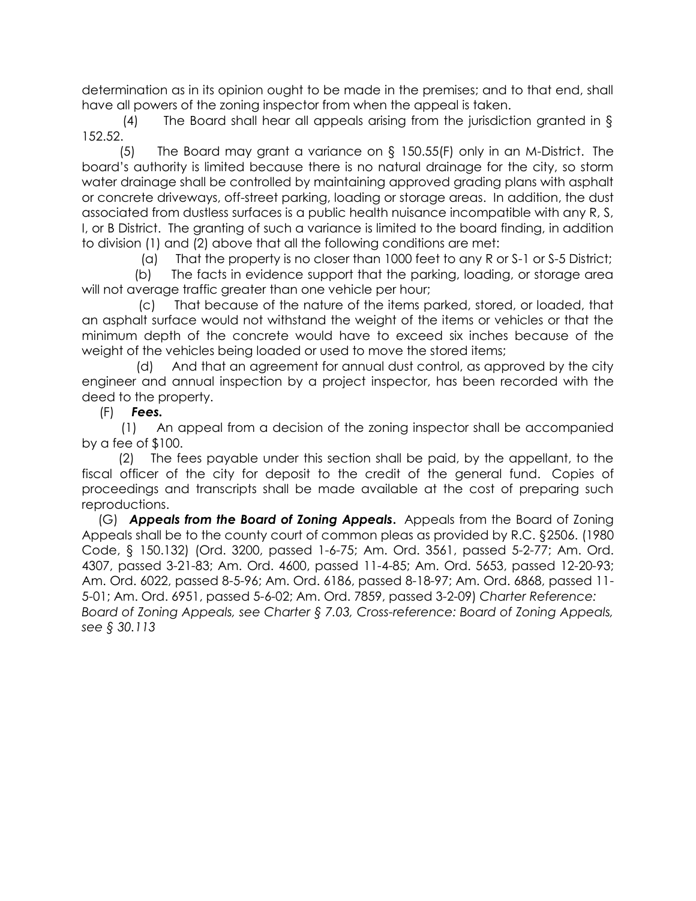determination as in its opinion ought to be made in the premises; and to that end, shall have all powers of the zoning inspector from when the appeal is taken.

(4) The Board shall hear all appeals arising from the jurisdiction granted in § 152.52.

(5) The Board may grant a variance on § 150.55(F) only in an M-District. The board's authority is limited because there is no natural drainage for the city, so storm water drainage shall be controlled by maintaining approved grading plans with asphalt or concrete driveways, off-street parking, loading or storage areas. In addition, the dust associated from dustless surfaces is a public health nuisance incompatible with any R, S, I, or B District. The granting of such a variance is limited to the board finding, in addition to division (1) and (2) above that all the following conditions are met:

(a) That the property is no closer than 1000 feet to any R or S-1 or S-5 District;

(b) The facts in evidence support that the parking, loading, or storage area will not average traffic greater than one vehicle per hour;

(c) That because of the nature of the items parked, stored, or loaded, that an asphalt surface would not withstand the weight of the items or vehicles or that the minimum depth of the concrete would have to exceed six inches because of the weight of the vehicles being loaded or used to move the stored items;

(d) And that an agreement for annual dust control, as approved by the city engineer and annual inspection by a project inspector, has been recorded with the deed to the property.

(F) ***Fees.***

(1) An appeal from a decision of the zoning inspector shall be accompanied by a fee of $100.

(2) The fees payable under this section shall be paid, by the appellant, to the fiscal officer of the city for deposit to the credit of the general fund. Copies of proceedings and transcripts shall be made available at the cost of preparing such reproductions.

(G) ***Appeals from the Board of Zoning Appeals.*** Appeals from the Board of Zoning Appeals shall be to the county court of common pleas as provided by R.C. §2506. (1980 Code, § 150.132) (Ord. 3200, passed 1-6-75; Am. Ord. 3561, passed 5-2-77; Am. Ord. 4307, passed 3-21-83; Am. Ord. 4600, passed 11-4-85; Am. Ord. 5653, passed 12-20-93; Am. Ord. 6022, passed 8-5-96; Am. Ord. 6186, passed 8-18-97; Am. Ord. 6868, passed 11-5-01; Am. Ord. 6951, passed 5-6-02; Am. Ord. 7859, passed 3-2-09) *Charter Reference: Board of Zoning Appeals, see Charter § 7.03, Cross-reference: Board of Zoning Appeals, see § 30.113*